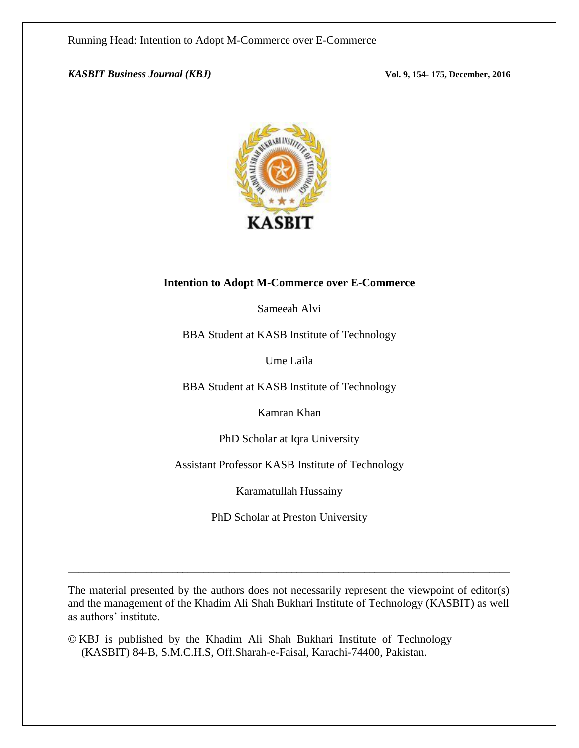# Intention to Adopt M-Commerce over E-Commerce

Sameeah Alvi

BBA Student at KASB Institute of Technology

Ume Laila

BBA Student at KASB Institute of Technology

Kamran Khan

PhD Scholar at Iqra University

Assistant Professor KASB Institute of Technology

Karamatullah Hussainy

PhD Scholar at Preston University

---

The material presented by the authors does not necessarily represent the viewpoint of editor(s) and the management of the Khadim Ali Shah Bukhari Institute of Technology (KASBIT) as well as authors' institute.

© KBJ is published by the Khadim Ali Shah Bukhari Institute of Technology (KASBIT) 84-B, S.M.C.H.S, Off.Sharah-e-Faisal, Karachi-74400, Pakistan.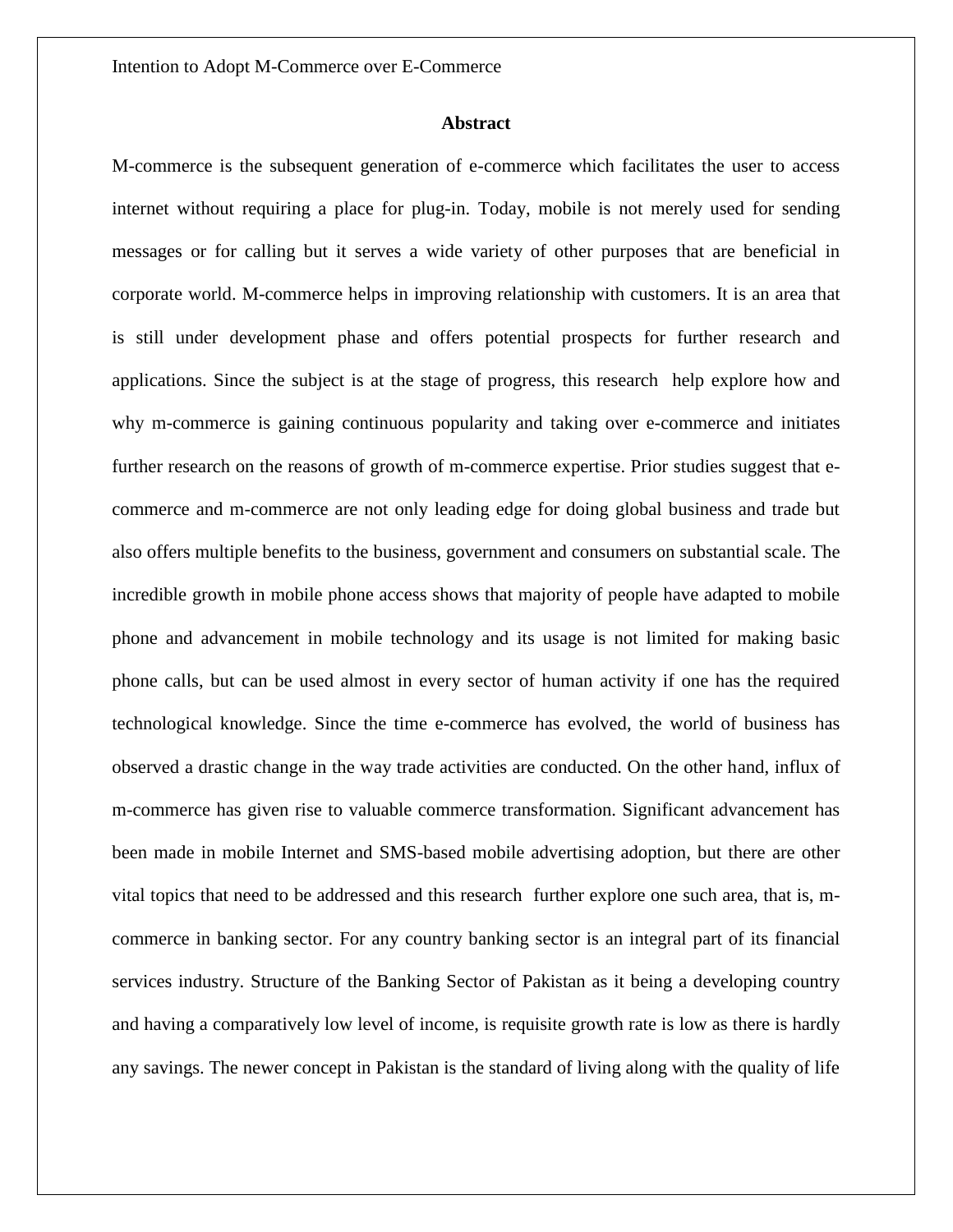## Abstract

M-commerce is the subsequent generation of e-commerce which facilitates the user to access internet without requiring a place for plug-in. Today, mobile is not merely used for sending messages or for calling but it serves a wide variety of other purposes that are beneficial in corporate world. M-commerce helps in improving relationship with customers. It is an area that is still under development phase and offers potential prospects for further research and applications. Since the subject is at the stage of progress, this research help explore how and why m-commerce is gaining continuous popularity and taking over e-commerce and initiates further research on the reasons of growth of m-commerce expertise. Prior studies suggest that e-commerce and m-commerce are not only leading edge for doing global business and trade but also offers multiple benefits to the business, government and consumers on substantial scale. The incredible growth in mobile phone access shows that majority of people have adapted to mobile phone and advancement in mobile technology and its usage is not limited for making basic phone calls, but can be used almost in every sector of human activity if one has the required technological knowledge. Since the time e-commerce has evolved, the world of business has observed a drastic change in the way trade activities are conducted. On the other hand, influx of m-commerce has given rise to valuable commerce transformation. Significant advancement has been made in mobile Internet and SMS-based mobile advertising adoption, but there are other vital topics that need to be addressed and this research further explore one such area, that is, m-commerce in banking sector. For any country banking sector is an integral part of its financial services industry. Structure of the Banking Sector of Pakistan as it being a developing country and having a comparatively low level of income, is requisite growth rate is low as there is hardly any savings. The newer concept in Pakistan is the standard of living along with the quality of life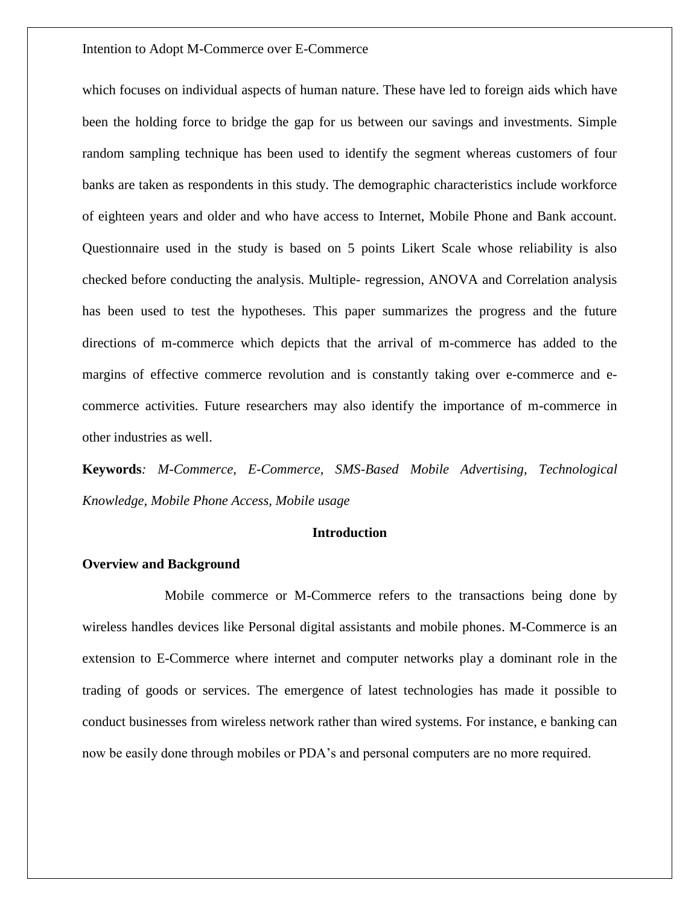which focuses on individual aspects of human nature. These have led to foreign aids which have been the holding force to bridge the gap for us between our savings and investments. Simple random sampling technique has been used to identify the segment whereas customers of four banks are taken as respondents in this study. The demographic characteristics include workforce of eighteen years and older and who have access to Internet, Mobile Phone and Bank account. Questionnaire used in the study is based on 5 points Likert Scale whose reliability is also checked before conducting the analysis. Multiple- regression, ANOVA and Correlation analysis has been used to test the hypotheses. This paper summarizes the progress and the future directions of m-commerce which depicts that the arrival of m-commerce has added to the margins of effective commerce revolution and is constantly taking over e-commerce and e-commerce activities. Future researchers may also identify the importance of m-commerce in other industries as well.

**Keywords***: M-Commerce, E-Commerce, SMS-Based Mobile Advertising, Technological Knowledge, Mobile Phone Access, Mobile usage*

## Introduction

### Overview and Background

Mobile commerce or M-Commerce refers to the transactions being done by wireless handles devices like Personal digital assistants and mobile phones. M-Commerce is an extension to E-Commerce where internet and computer networks play a dominant role in the trading of goods or services. The emergence of latest technologies has made it possible to conduct businesses from wireless network rather than wired systems. For instance, e banking can now be easily done through mobiles or PDA's and personal computers are no more required.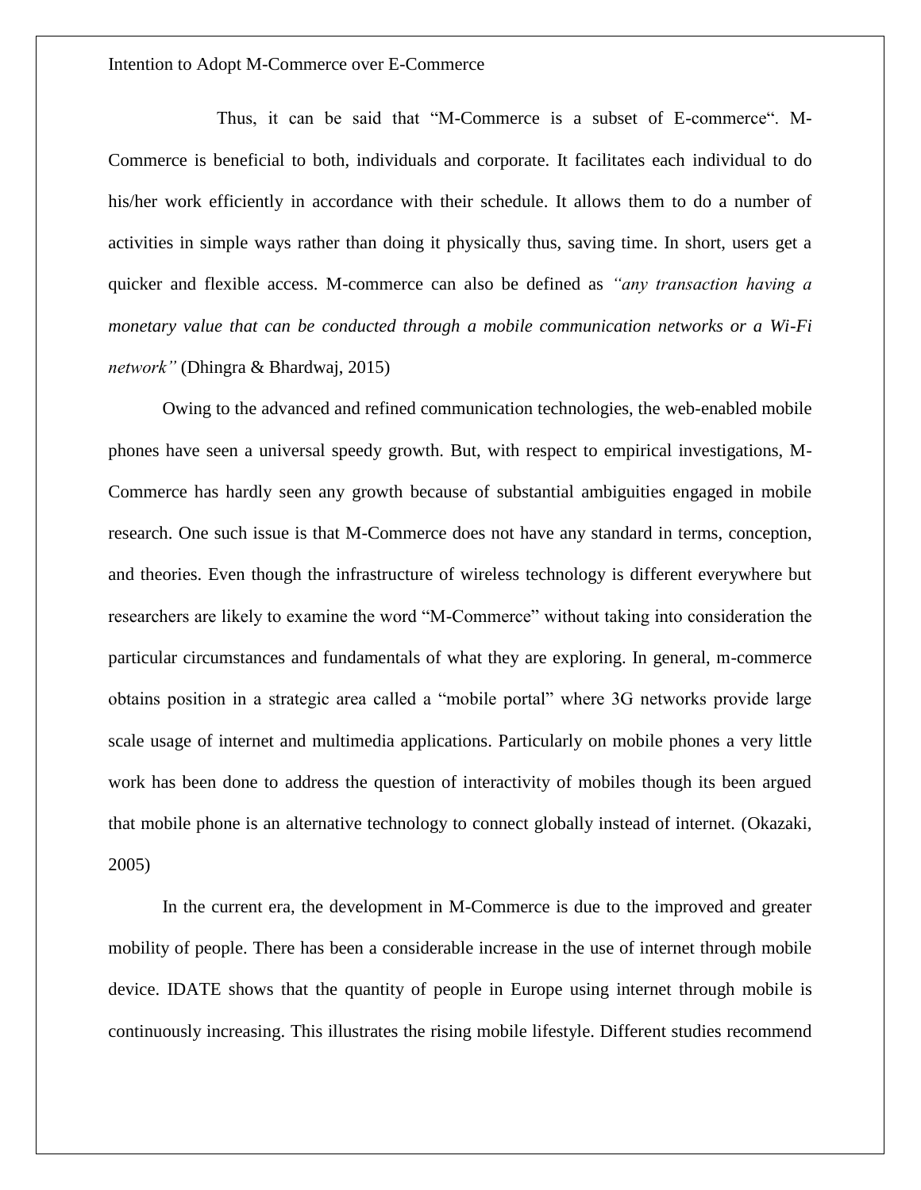Thus, it can be said that "M-Commerce is a subset of E-commerce". M-Commerce is beneficial to both, individuals and corporate. It facilitates each individual to do his/her work efficiently in accordance with their schedule. It allows them to do a number of activities in simple ways rather than doing it physically thus, saving time. In short, users get a quicker and flexible access. M-commerce can also be defined as *"any transaction having a monetary value that can be conducted through a mobile communication networks or a Wi-Fi network"* (Dhingra & Bhardwaj, 2015)

Owing to the advanced and refined communication technologies, the web-enabled mobile phones have seen a universal speedy growth. But, with respect to empirical investigations, M-Commerce has hardly seen any growth because of substantial ambiguities engaged in mobile research. One such issue is that M-Commerce does not have any standard in terms, conception, and theories. Even though the infrastructure of wireless technology is different everywhere but researchers are likely to examine the word "M-Commerce" without taking into consideration the particular circumstances and fundamentals of what they are exploring. In general, m-commerce obtains position in a strategic area called a "mobile portal" where 3G networks provide large scale usage of internet and multimedia applications. Particularly on mobile phones a very little work has been done to address the question of interactivity of mobiles though its been argued that mobile phone is an alternative technology to connect globally instead of internet. (Okazaki, 2005)

In the current era, the development in M-Commerce is due to the improved and greater mobility of people. There has been a considerable increase in the use of internet through mobile device. IDATE shows that the quantity of people in Europe using internet through mobile is continuously increasing. This illustrates the rising mobile lifestyle. Different studies recommend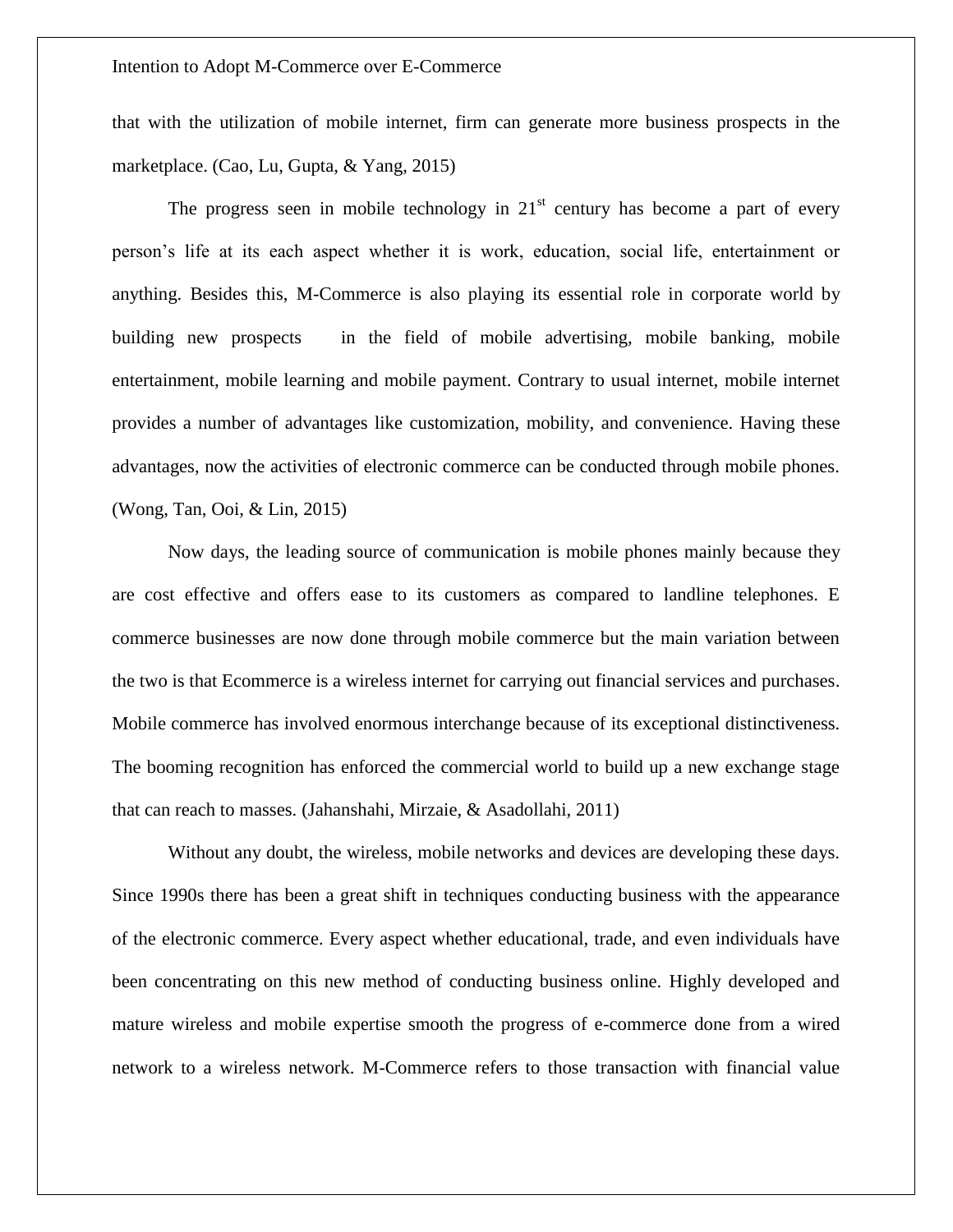that with the utilization of mobile internet, firm can generate more business prospects in the marketplace. (Cao, Lu, Gupta, & Yang, 2015)

The progress seen in mobile technology in 21st century has become a part of every person's life at its each aspect whether it is work, education, social life, entertainment or anything. Besides this, M-Commerce is also playing its essential role in corporate world by building new prospects in the field of mobile advertising, mobile banking, mobile entertainment, mobile learning and mobile payment. Contrary to usual internet, mobile internet provides a number of advantages like customization, mobility, and convenience. Having these advantages, now the activities of electronic commerce can be conducted through mobile phones. (Wong, Tan, Ooi, & Lin, 2015)

Now days, the leading source of communication is mobile phones mainly because they are cost effective and offers ease to its customers as compared to landline telephones. E commerce businesses are now done through mobile commerce but the main variation between the two is that Ecommerce is a wireless internet for carrying out financial services and purchases. Mobile commerce has involved enormous interchange because of its exceptional distinctiveness. The booming recognition has enforced the commercial world to build up a new exchange stage that can reach to masses. (Jahanshahi, Mirzaie, & Asadollahi, 2011)

Without any doubt, the wireless, mobile networks and devices are developing these days. Since 1990s there has been a great shift in techniques conducting business with the appearance of the electronic commerce. Every aspect whether educational, trade, and even individuals have been concentrating on this new method of conducting business online. Highly developed and mature wireless and mobile expertise smooth the progress of e-commerce done from a wired network to a wireless network. M-Commerce refers to those transaction with financial value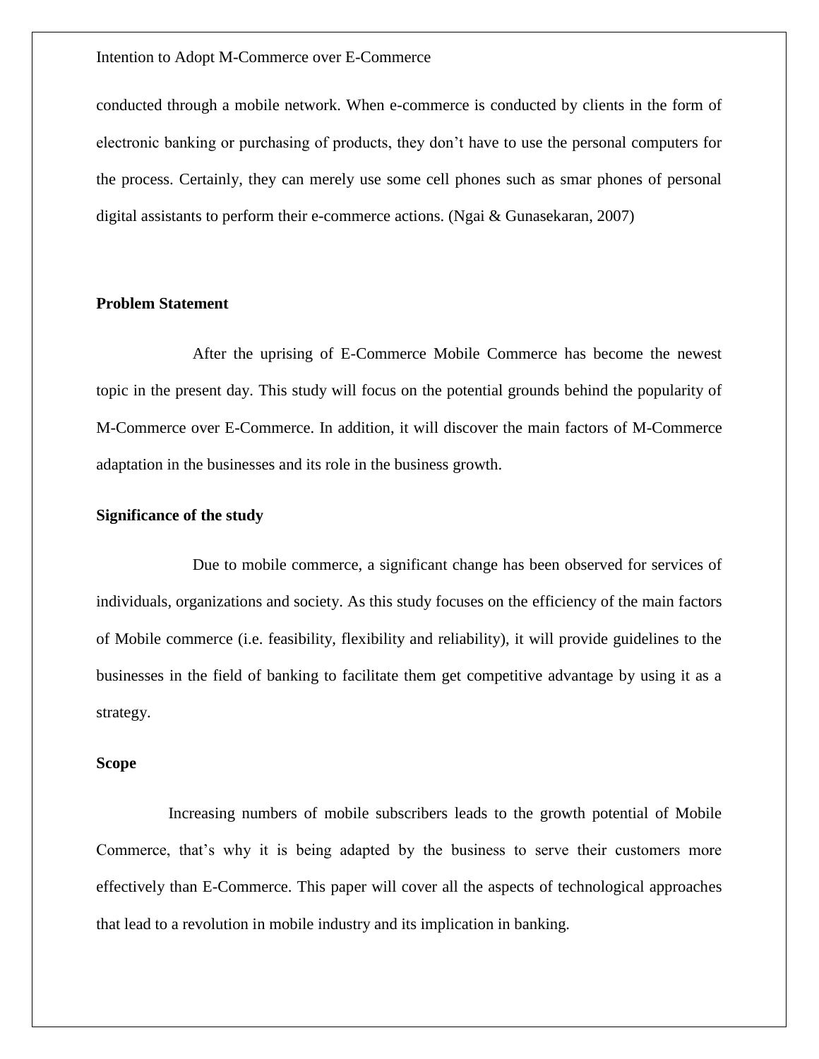conducted through a mobile network. When e-commerce is conducted by clients in the form of electronic banking or purchasing of products, they don't have to use the personal computers for the process. Certainly, they can merely use some cell phones such as smar phones of personal digital assistants to perform their e-commerce actions. (Ngai & Gunasekaran, 2007)

**Problem Statement**

After the uprising of E-Commerce Mobile Commerce has become the newest topic in the present day. This study will focus on the potential grounds behind the popularity of M-Commerce over E-Commerce. In addition, it will discover the main factors of M-Commerce adaptation in the businesses and its role in the business growth.

**Significance of the study**

Due to mobile commerce, a significant change has been observed for services of individuals, organizations and society. As this study focuses on the efficiency of the main factors of Mobile commerce (i.e. feasibility, flexibility and reliability), it will provide guidelines to the businesses in the field of banking to facilitate them get competitive advantage by using it as a strategy.

**Scope**

Increasing numbers of mobile subscribers leads to the growth potential of Mobile Commerce, that's why it is being adapted by the business to serve their customers more effectively than E-Commerce. This paper will cover all the aspects of technological approaches that lead to a revolution in mobile industry and its implication in banking.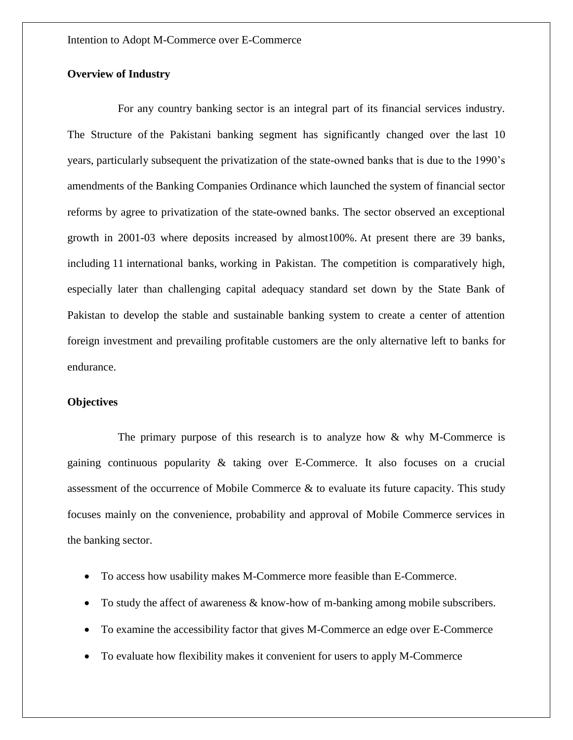## Overview of Industry

For any country banking sector is an integral part of its financial services industry. The Structure of the Pakistani banking segment has significantly changed over the last 10 years, particularly subsequent the privatization of the state-owned banks that is due to the 1990's amendments of the Banking Companies Ordinance which launched the system of financial sector reforms by agree to privatization of the state-owned banks. The sector observed an exceptional growth in 2001-03 where deposits increased by almost100%. At present there are 39 banks, including 11 international banks, working in Pakistan. The competition is comparatively high, especially later than challenging capital adequacy standard set down by the State Bank of Pakistan to develop the stable and sustainable banking system to create a center of attention foreign investment and prevailing profitable customers are the only alternative left to banks for endurance.

## Objectives

The primary purpose of this research is to analyze how & why M-Commerce is gaining continuous popularity & taking over E-Commerce. It also focuses on a crucial assessment of the occurrence of Mobile Commerce & to evaluate its future capacity. This study focuses mainly on the convenience, probability and approval of Mobile Commerce services in the banking sector.

- To access how usability makes M-Commerce more feasible than E-Commerce.
- To study the affect of awareness & know-how of m-banking among mobile subscribers.
- To examine the accessibility factor that gives M-Commerce an edge over E-Commerce
- To evaluate how flexibility makes it convenient for users to apply M-Commerce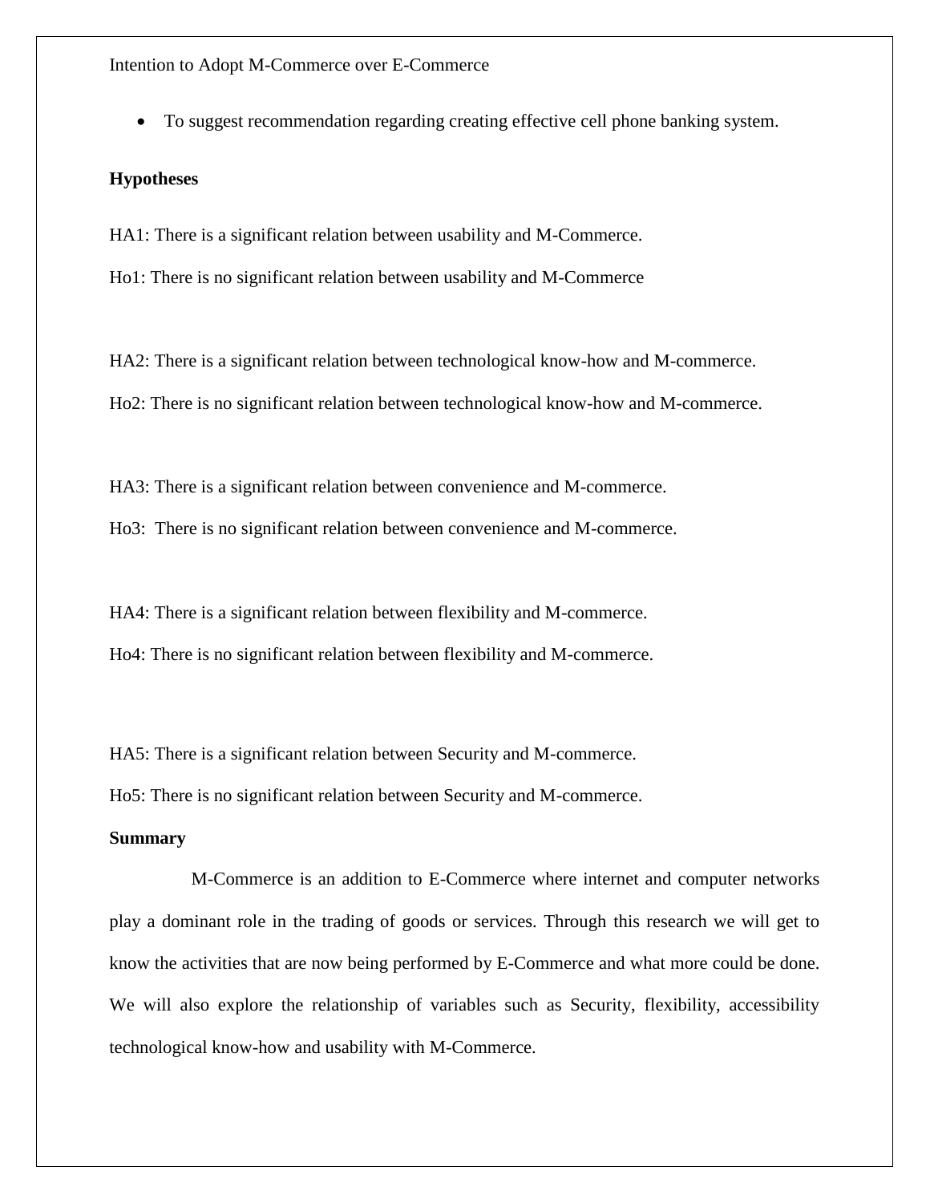- To suggest recommendation regarding creating effective cell phone banking system.

**Hypotheses**

HA1: There is a significant relation between usability and M-Commerce.

Ho1: There is no significant relation between usability and M-Commerce

HA2: There is a significant relation between technological know-how and M-commerce.

Ho2: There is no significant relation between technological know-how and M-commerce.

HA3: There is a significant relation between convenience and M-commerce.

Ho3: There is no significant relation between convenience and M-commerce.

HA4: There is a significant relation between flexibility and M-commerce.

Ho4: There is no significant relation between flexibility and M-commerce.

HA5: There is a significant relation between Security and M-commerce.

Ho5: There is no significant relation between Security and M-commerce.

**Summary**

M-Commerce is an addition to E-Commerce where internet and computer networks play a dominant role in the trading of goods or services. Through this research we will get to know the activities that are now being performed by E-Commerce and what more could be done. We will also explore the relationship of variables such as Security, flexibility, accessibility technological know-how and usability with M-Commerce.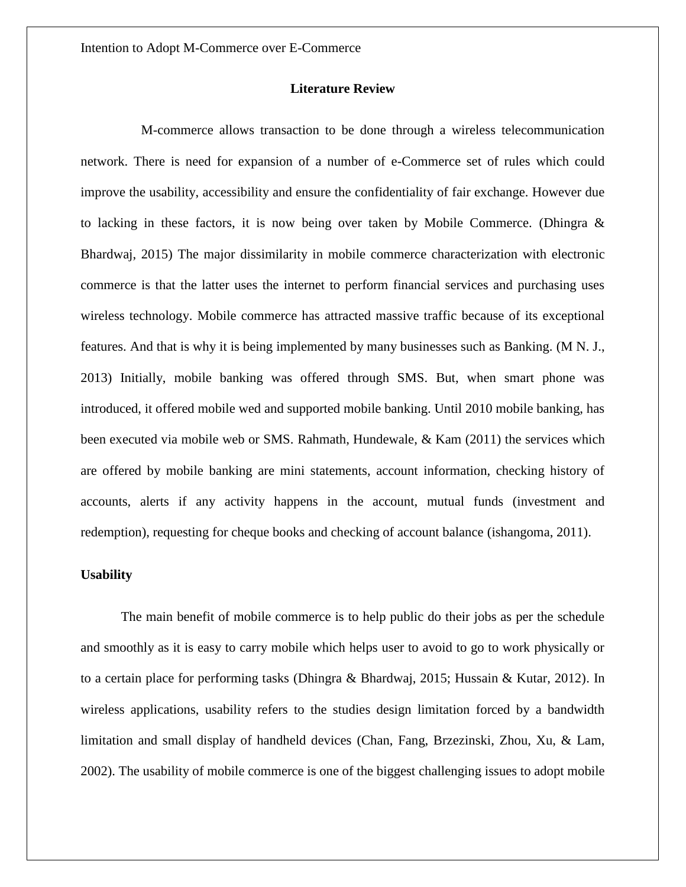## Literature Review

M-commerce allows transaction to be done through a wireless telecommunication network. There is need for expansion of a number of e-Commerce set of rules which could improve the usability, accessibility and ensure the confidentiality of fair exchange. However due to lacking in these factors, it is now being over taken by Mobile Commerce. (Dhingra & Bhardwaj, 2015) The major dissimilarity in mobile commerce characterization with electronic commerce is that the latter uses the internet to perform financial services and purchasing uses wireless technology. Mobile commerce has attracted massive traffic because of its exceptional features. And that is why it is being implemented by many businesses such as Banking. (M N. J., 2013) Initially, mobile banking was offered through SMS. But, when smart phone was introduced, it offered mobile wed and supported mobile banking. Until 2010 mobile banking, has been executed via mobile web or SMS. Rahmath, Hundewale, & Kam (2011) the services which are offered by mobile banking are mini statements, account information, checking history of accounts, alerts if any activity happens in the account, mutual funds (investment and redemption), requesting for cheque books and checking of account balance (ishangoma, 2011).

### Usability

The main benefit of mobile commerce is to help public do their jobs as per the schedule and smoothly as it is easy to carry mobile which helps user to avoid to go to work physically or to a certain place for performing tasks (Dhingra & Bhardwaj, 2015; Hussain & Kutar, 2012). In wireless applications, usability refers to the studies design limitation forced by a bandwidth limitation and small display of handheld devices (Chan, Fang, Brzezinski, Zhou, Xu, & Lam, 2002). The usability of mobile commerce is one of the biggest challenging issues to adopt mobile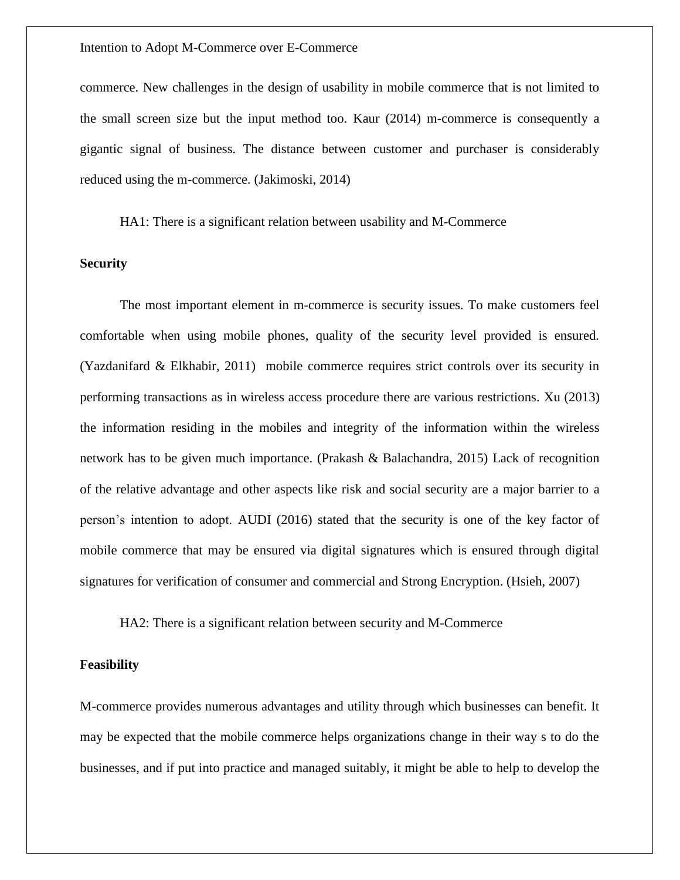commerce. New challenges in the design of usability in mobile commerce that is not limited to the small screen size but the input method too. Kaur (2014) m-commerce is consequently a gigantic signal of business. The distance between customer and purchaser is considerably reduced using the m-commerce. (Jakimoski, 2014)

HA1: There is a significant relation between usability and M-Commerce

**Security**

The most important element in m-commerce is security issues. To make customers feel comfortable when using mobile phones, quality of the security level provided is ensured. (Yazdanifard & Elkhabir, 2011) mobile commerce requires strict controls over its security in performing transactions as in wireless access procedure there are various restrictions. Xu (2013) the information residing in the mobiles and integrity of the information within the wireless network has to be given much importance. (Prakash & Balachandra, 2015) Lack of recognition of the relative advantage and other aspects like risk and social security are a major barrier to a person's intention to adopt. AUDI (2016) stated that the security is one of the key factor of mobile commerce that may be ensured via digital signatures which is ensured through digital signatures for verification of consumer and commercial and Strong Encryption. (Hsieh, 2007)

HA2: There is a significant relation between security and M-Commerce

**Feasibility**

M-commerce provides numerous advantages and utility through which businesses can benefit. It may be expected that the mobile commerce helps organizations change in their way s to do the businesses, and if put into practice and managed suitably, it might be able to help to develop the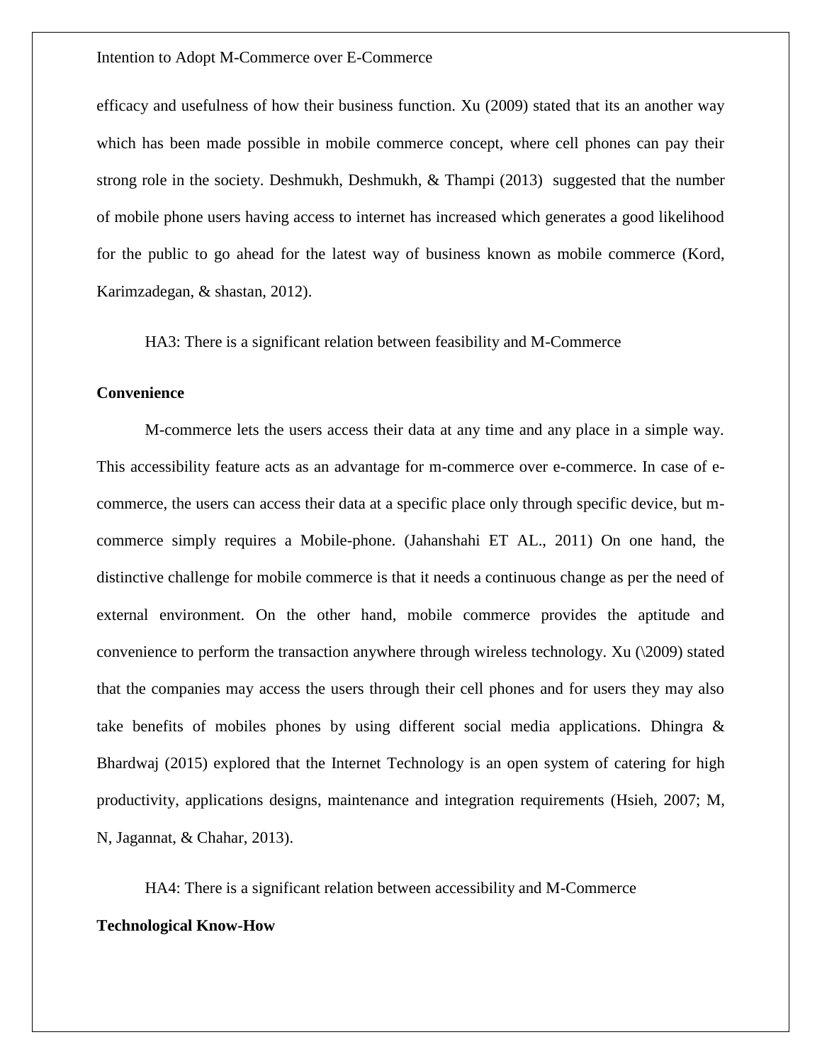efficacy and usefulness of how their business function. Xu (2009) stated that its an another way which has been made possible in mobile commerce concept, where cell phones can pay their strong role in the society. Deshmukh, Deshmukh, & Thampi (2013) suggested that the number of mobile phone users having access to internet has increased which generates a good likelihood for the public to go ahead for the latest way of business known as mobile commerce (Kord, Karimzadegan, & shastan, 2012).

HA3: There is a significant relation between feasibility and M-Commerce

**Convenience**

M-commerce lets the users access their data at any time and any place in a simple way. This accessibility feature acts as an advantage for m-commerce over e-commerce. In case of e-commerce, the users can access their data at a specific place only through specific device, but m-commerce simply requires a Mobile-phone. (Jahanshahi ET AL., 2011) On one hand, the distinctive challenge for mobile commerce is that it needs a continuous change as per the need of external environment. On the other hand, mobile commerce provides the aptitude and convenience to perform the transaction anywhere through wireless technology. Xu (\2009) stated that the companies may access the users through their cell phones and for users they may also take benefits of mobiles phones by using different social media applications. Dhingra & Bhardwaj (2015) explored that the Internet Technology is an open system of catering for high productivity, applications designs, maintenance and integration requirements (Hsieh, 2007; M, N, Jagannat, & Chahar, 2013).

HA4: There is a significant relation between accessibility and M-Commerce

**Technological Know-How**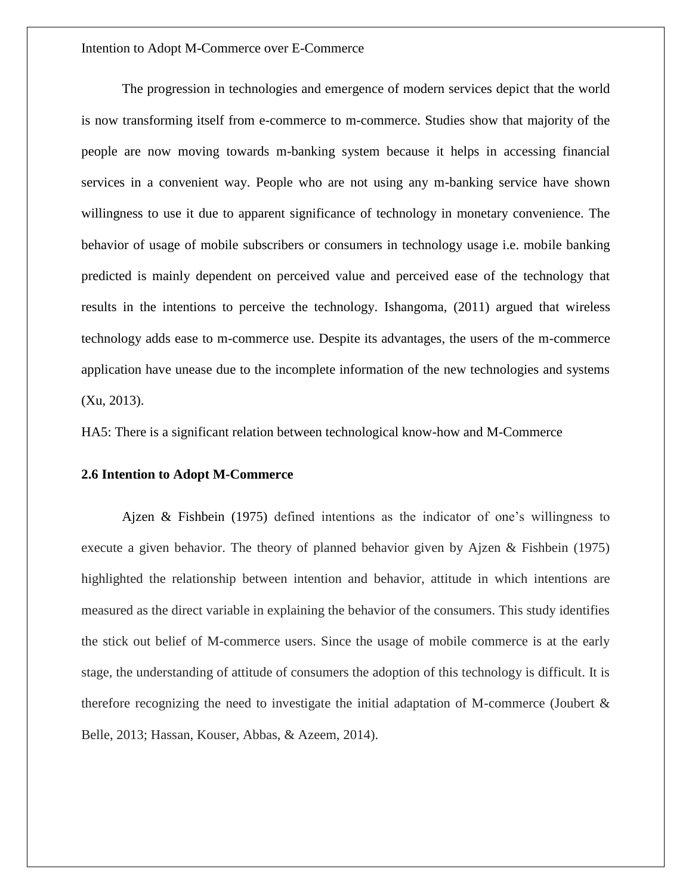The progression in technologies and emergence of modern services depict that the world is now transforming itself from e-commerce to m-commerce. Studies show that majority of the people are now moving towards m-banking system because it helps in accessing financial services in a convenient way. People who are not using any m-banking service have shown willingness to use it due to apparent significance of technology in monetary convenience. The behavior of usage of mobile subscribers or consumers in technology usage i.e. mobile banking predicted is mainly dependent on perceived value and perceived ease of the technology that results in the intentions to perceive the technology. Ishangoma, (2011) argued that wireless technology adds ease to m-commerce use. Despite its advantages, the users of the m-commerce application have unease due to the incomplete information of the new technologies and systems (Xu, 2013).

HA5: There is a significant relation between technological know-how and M-Commerce

## 2.6 Intention to Adopt M-Commerce

Ajzen & Fishbein (1975) defined intentions as the indicator of one's willingness to execute a given behavior. The theory of planned behavior given by Ajzen & Fishbein (1975) highlighted the relationship between intention and behavior, attitude in which intentions are measured as the direct variable in explaining the behavior of the consumers. This study identifies the stick out belief of M-commerce users. Since the usage of mobile commerce is at the early stage, the understanding of attitude of consumers the adoption of this technology is difficult. It is therefore recognizing the need to investigate the initial adaptation of M-commerce (Joubert & Belle, 2013; Hassan, Kouser, Abbas, & Azeem, 2014).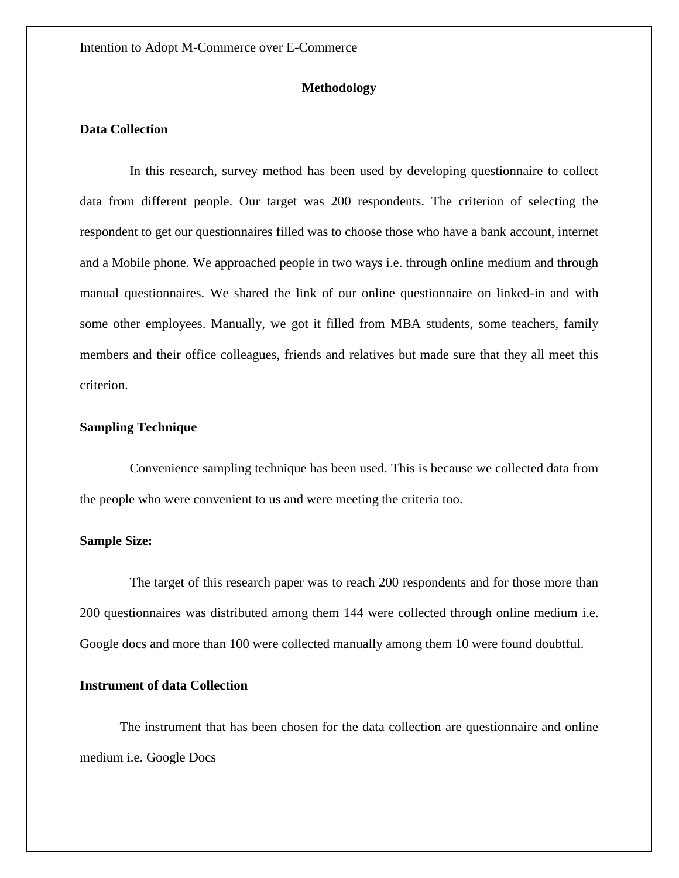## Methodology

### Data Collection

In this research, survey method has been used by developing questionnaire to collect data from different people. Our target was 200 respondents. The criterion of selecting the respondent to get our questionnaires filled was to choose those who have a bank account, internet and a Mobile phone. We approached people in two ways i.e. through online medium and through manual questionnaires. We shared the link of our online questionnaire on linked-in and with some other employees. Manually, we got it filled from MBA students, some teachers, family members and their office colleagues, friends and relatives but made sure that they all meet this criterion.

### Sampling Technique

Convenience sampling technique has been used. This is because we collected data from the people who were convenient to us and were meeting the criteria too.

### Sample Size:

The target of this research paper was to reach 200 respondents and for those more than 200 questionnaires was distributed among them 144 were collected through online medium i.e. Google docs and more than 100 were collected manually among them 10 were found doubtful.

### Instrument of data Collection

The instrument that has been chosen for the data collection are questionnaire and online medium i.e. Google Docs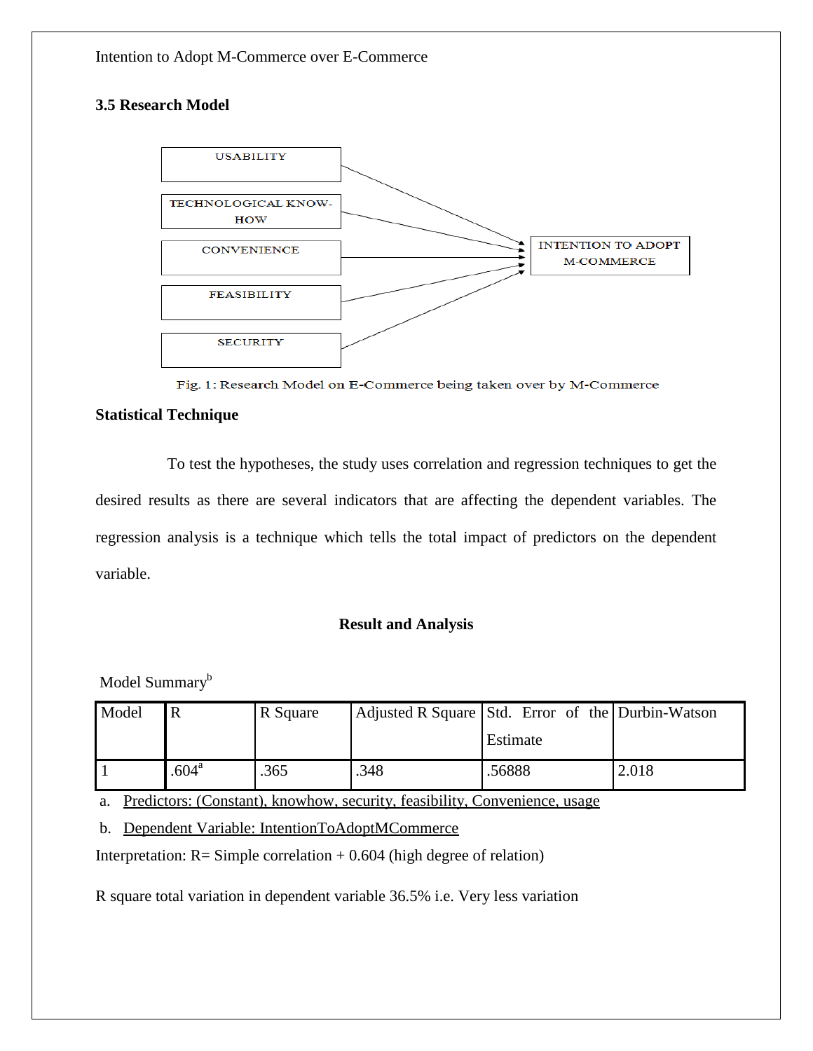### 3.5 Research Model

USABILITY

TECHNOLOGICAL KNOW-HOW

CONVENIENCE

FEASIBILITY

SECURITY

INTENTION TO ADOPT M-COMMERCE

Fig. 1: Research Model on E-Commerce being taken over by M-Commerce

**Statistical Technique**

To test the hypotheses, the study uses correlation and regression techniques to get the desired results as there are several indicators that are affecting the dependent variables. The regression analysis is a technique which tells the total impact of predictors on the dependent variable.

**Result and Analysis**

Model Summary[b]

| Model | R | R Square | Adjusted R Square | Std. Error of the Estimate | Durbin-Watson |
|---|---|---|---|---|---|
| 1 | .604[a] | .365 | .348 | .56888 | 2.018 |

a. Predictors: (Constant), knowhow, security, feasibility, Convenience, usage

b. Dependent Variable: IntentionToAdoptMCommerce

Interpretation: R= Simple correlation + 0.604 (high degree of relation)

R square total variation in dependent variable 36.5% i.e. Very less variation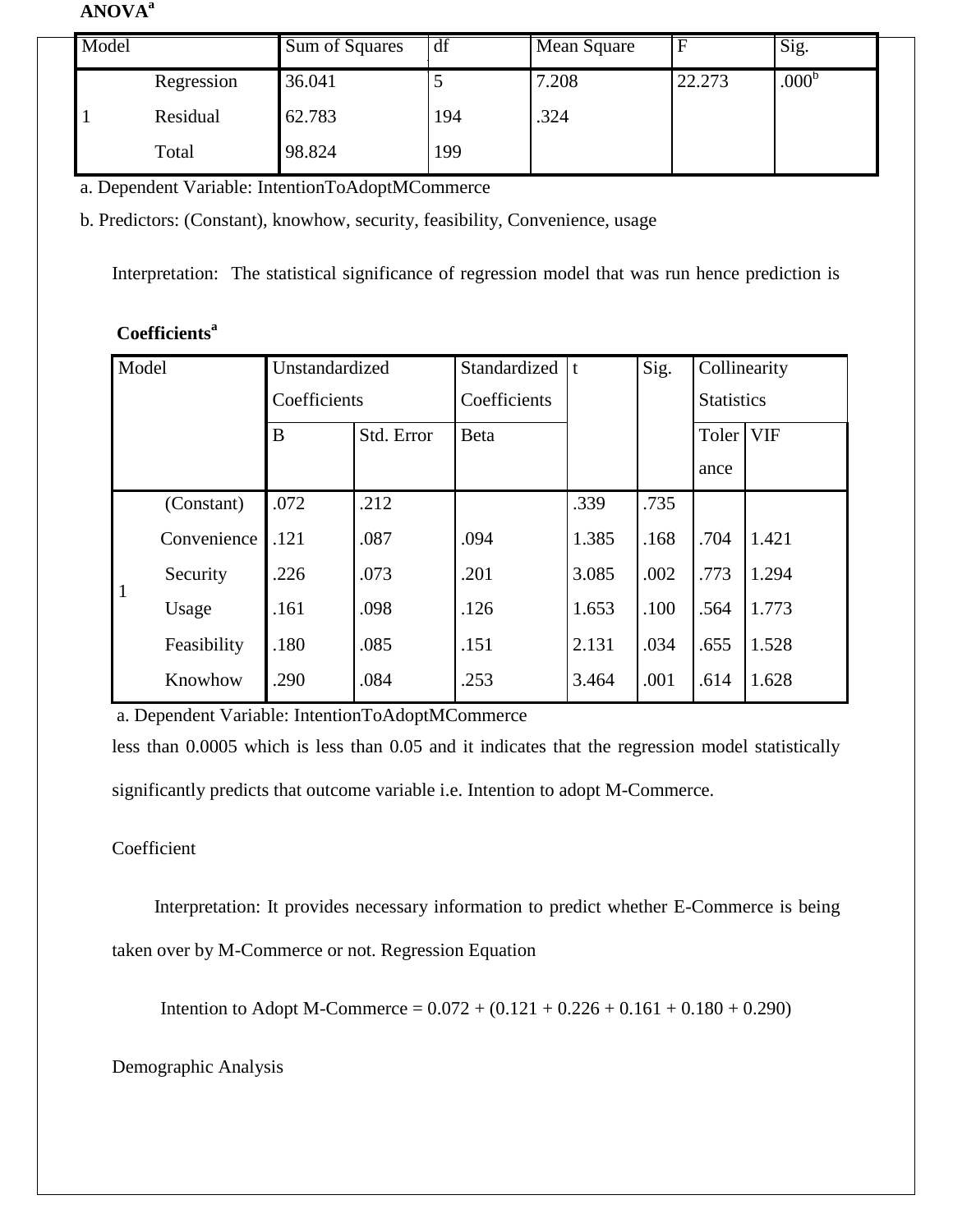**ANOVA[a]**

| Model | | Sum of Squares | df | Mean Square | F | Sig. |
|---|---|---|---|---|---|---|
| 1 | Regression | 36.041 | 5 | 7.208 | 22.273 | .000[b] |
| | Residual | 62.783 | 194 | .324 | | |
| | Total | 98.824 | 199 | | | |

a. Dependent Variable: IntentionToAdoptMCommerce

b. Predictors: (Constant), knowhow, security, feasibility, Convenience, usage

Interpretation: The statistical significance of regression model that was run hence prediction is

**Coefficients[a]**

| Model | | Unstandardized Coefficients | | Standardized Coefficients | t | Sig. | Collinearity Statistics | |
|---|---|---|---|---|---|---|---|---|
| | | B | Std. Error | Beta | | | Tolerance | VIF |
| 1 | (Constant) | .072 | .212 | | .339 | .735 | | |
| | Convenience | .121 | .087 | .094 | 1.385 | .168 | .704 | 1.421 |
| | Security | .226 | .073 | .201 | 3.085 | .002 | .773 | 1.294 |
| | Usage | .161 | .098 | .126 | 1.653 | .100 | .564 | 1.773 |
| | Feasibility | .180 | .085 | .151 | 2.131 | .034 | .655 | 1.528 |
| | Knowhow | .290 | .084 | .253 | 3.464 | .001 | .614 | 1.628 |

a. Dependent Variable: IntentionToAdoptMCommerce

less than 0.0005 which is less than 0.05 and it indicates that the regression model statistically significantly predicts that outcome variable i.e. Intention to adopt M-Commerce.

Coefficient

Interpretation: It provides necessary information to predict whether E-Commerce is being taken over by M-Commerce or not. Regression Equation

Intention to Adopt M-Commerce = 0.072 + (0.121 + 0.226 + 0.161 + 0.180 + 0.290)

Demographic Analysis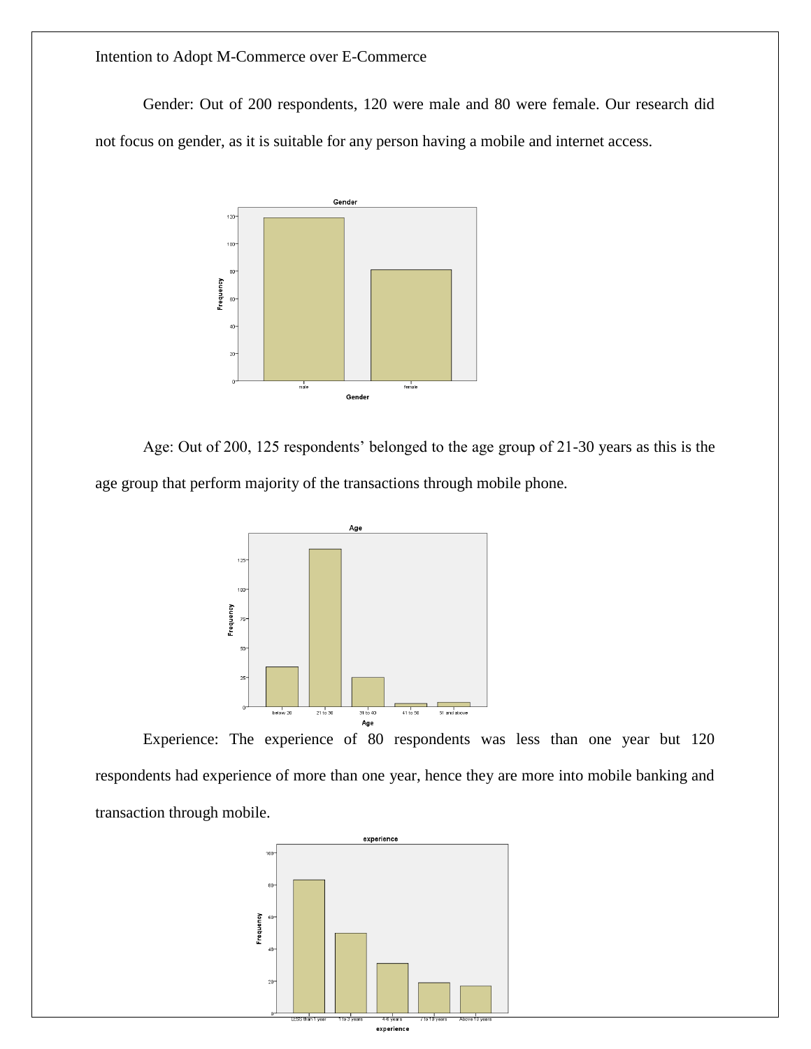Gender: Out of 200 respondents, 120 were male and 80 were female. Our research did not focus on gender, as it is suitable for any person having a mobile and internet access.

Age: Out of 200, 125 respondents' belonged to the age group of 21-30 years as this is the age group that perform majority of the transactions through mobile phone.

Experience: The experience of 80 respondents was less than one year but 120 respondents had experience of more than one year, hence they are more into mobile banking and transaction through mobile.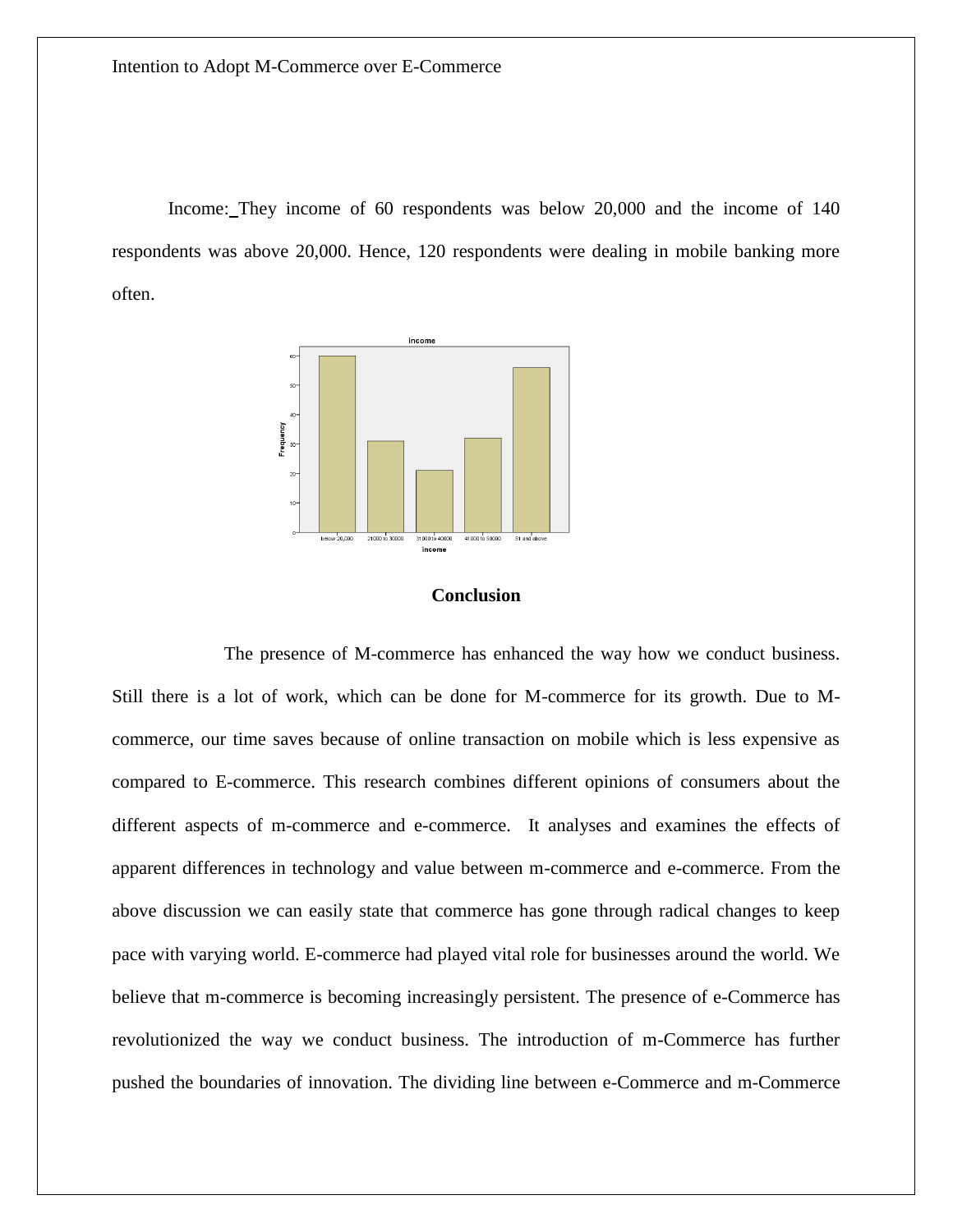Income: They income of 60 respondents was below 20,000 and the income of 140 respondents was above 20,000. Hence, 120 respondents were dealing in mobile banking more often.

## Conclusion

The presence of M-commerce has enhanced the way how we conduct business. Still there is a lot of work, which can be done for M-commerce for its growth. Due to M-commerce, our time saves because of online transaction on mobile which is less expensive as compared to E-commerce. This research combines different opinions of consumers about the different aspects of m-commerce and e-commerce. It analyses and examines the effects of apparent differences in technology and value between m-commerce and e-commerce. From the above discussion we can easily state that commerce has gone through radical changes to keep pace with varying world. E-commerce had played vital role for businesses around the world. We believe that m-commerce is becoming increasingly persistent. The presence of e-Commerce has revolutionized the way we conduct business. The introduction of m-Commerce has further pushed the boundaries of innovation. The dividing line between e-Commerce and m-Commerce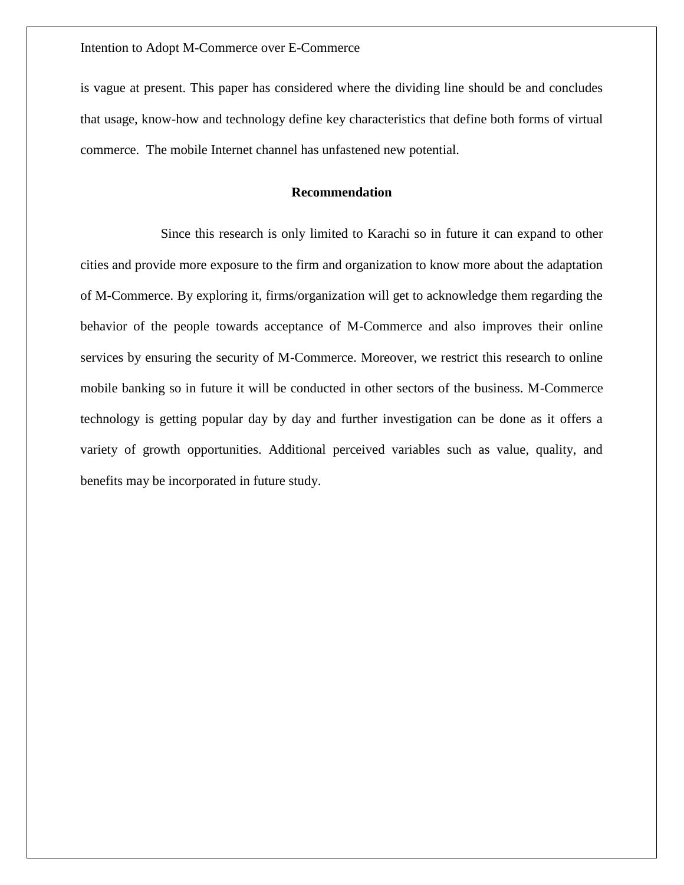is vague at present. This paper has considered where the dividing line should be and concludes that usage, know-how and technology define key characteristics that define both forms of virtual commerce. The mobile Internet channel has unfastened new potential.

## Recommendation

Since this research is only limited to Karachi so in future it can expand to other cities and provide more exposure to the firm and organization to know more about the adaptation of M-Commerce. By exploring it, firms/organization will get to acknowledge them regarding the behavior of the people towards acceptance of M-Commerce and also improves their online services by ensuring the security of M-Commerce. Moreover, we restrict this research to online mobile banking so in future it will be conducted in other sectors of the business. M-Commerce technology is getting popular day by day and further investigation can be done as it offers a variety of growth opportunities. Additional perceived variables such as value, quality, and benefits may be incorporated in future study.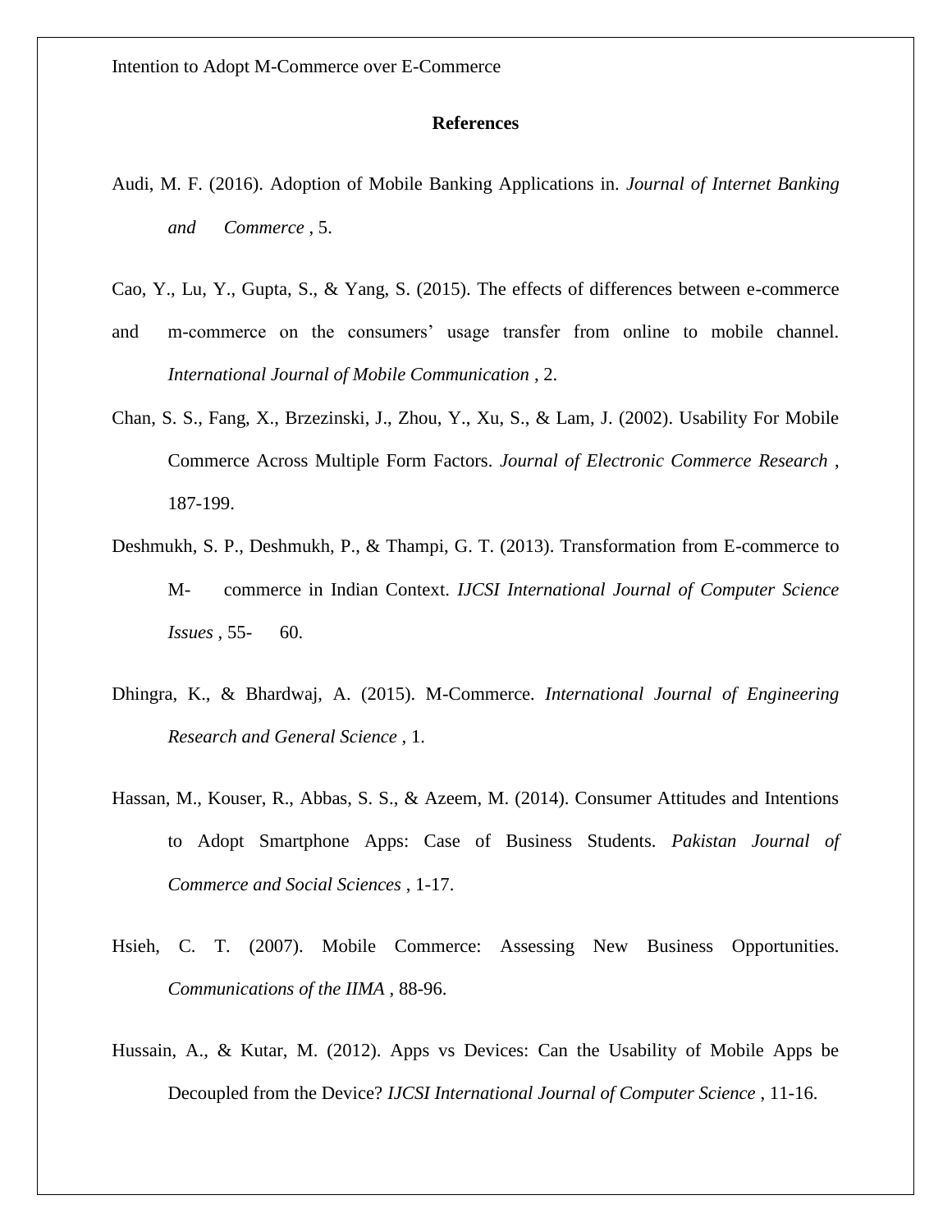## References

Audi, M. F. (2016). Adoption of Mobile Banking Applications in. *Journal of Internet Banking and Commerce* , 5.

Cao, Y., Lu, Y., Gupta, S., & Yang, S. (2015). The effects of differences between e-commerce and m-commerce on the consumers' usage transfer from online to mobile channel. *International Journal of Mobile Communication* , 2.

Chan, S. S., Fang, X., Brzezinski, J., Zhou, Y., Xu, S., & Lam, J. (2002). Usability For Mobile Commerce Across Multiple Form Factors. *Journal of Electronic Commerce Research* , 187-199.

Deshmukh, S. P., Deshmukh, P., & Thampi, G. T. (2013). Transformation from E-commerce to M- commerce in Indian Context. *IJCSI International Journal of Computer Science Issues* , 55- 60.

Dhingra, K., & Bhardwaj, A. (2015). M-Commerce. *International Journal of Engineering Research and General Science* , 1.

Hassan, M., Kouser, R., Abbas, S. S., & Azeem, M. (2014). Consumer Attitudes and Intentions to Adopt Smartphone Apps: Case of Business Students. *Pakistan Journal of Commerce and Social Sciences* , 1-17.

Hsieh, C. T. (2007). Mobile Commerce: Assessing New Business Opportunities. *Communications of the IIMA* , 88-96.

Hussain, A., & Kutar, M. (2012). Apps vs Devices: Can the Usability of Mobile Apps be Decoupled from the Device? *IJCSI International Journal of Computer Science* , 11-16.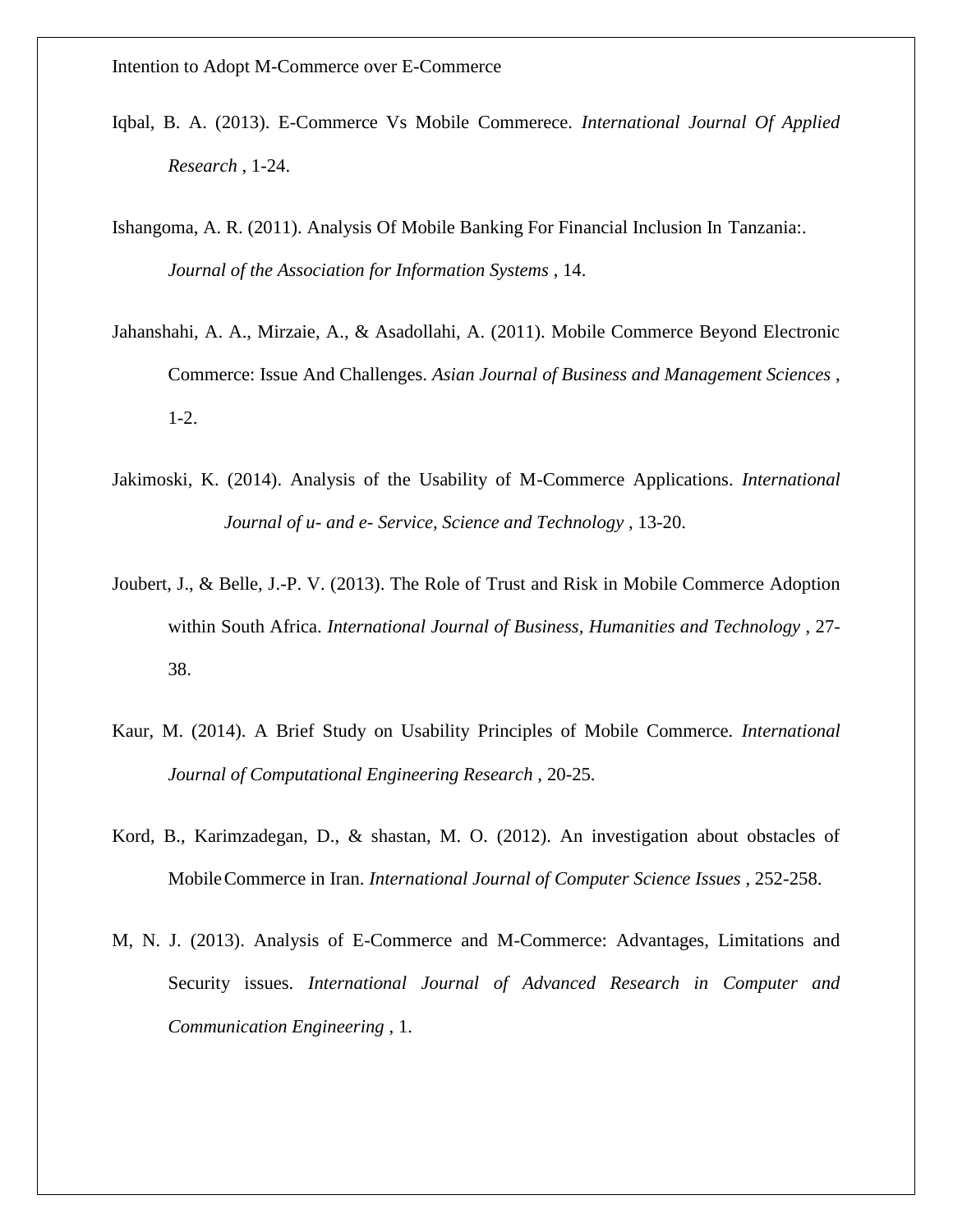Iqbal, B. A. (2013). E-Commerce Vs Mobile Commerece. *International Journal Of Applied Research* , 1-24.

Ishangoma, A. R. (2011). Analysis Of Mobile Banking For Financial Inclusion In Tanzania:. *Journal of the Association for Information Systems* , 14.

Jahanshahi, A. A., Mirzaie, A., & Asadollahi, A. (2011). Mobile Commerce Beyond Electronic Commerce: Issue And Challenges. *Asian Journal of Business and Management Sciences* , 1-2.

Jakimoski, K. (2014). Analysis of the Usability of M-Commerce Applications. *International Journal of u- and e- Service, Science and Technology* , 13-20.

Joubert, J., & Belle, J.-P. V. (2013). The Role of Trust and Risk in Mobile Commerce Adoption within South Africa. *International Journal of Business, Humanities and Technology* , 27-38.

Kaur, M. (2014). A Brief Study on Usability Principles of Mobile Commerce. *International Journal of Computational Engineering Research* , 20-25.

Kord, B., Karimzadegan, D., & shastan, M. O. (2012). An investigation about obstacles of Mobile Commerce in Iran. *International Journal of Computer Science Issues* , 252-258.

M, N. J. (2013). Analysis of E-Commerce and M-Commerce: Advantages, Limitations and Security issues. *International Journal of Advanced Research in Computer and Communication Engineering* , 1.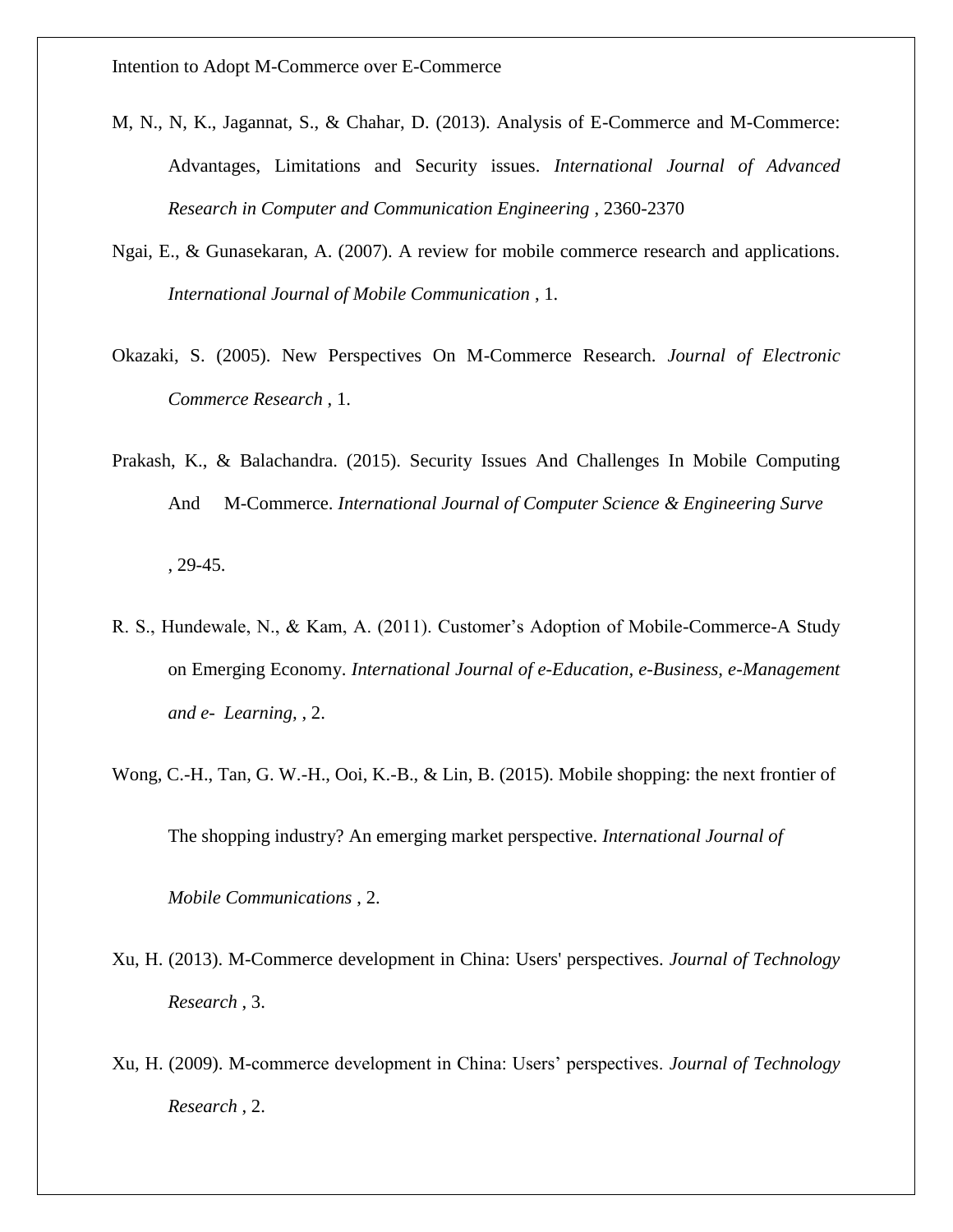M, N., N, K., Jagannat, S., & Chahar, D. (2013). Analysis of E-Commerce and M-Commerce: Advantages, Limitations and Security issues. *International Journal of Advanced Research in Computer and Communication Engineering* , 2360-2370

Ngai, E., & Gunasekaran, A. (2007). A review for mobile commerce research and applications. *International Journal of Mobile Communication* , 1.

Okazaki, S. (2005). New Perspectives On M-Commerce Research. *Journal of Electronic Commerce Research* , 1.

Prakash, K., & Balachandra. (2015). Security Issues And Challenges In Mobile Computing And M-Commerce. *International Journal of Computer Science & Engineering Surve* , 29-45.

R. S., Hundewale, N., & Kam, A. (2011). Customer's Adoption of Mobile-Commerce-A Study on Emerging Economy. *International Journal of e-Education, e-Business, e-Management and e- Learning,* , 2.

Wong, C.-H., Tan, G. W.-H., Ooi, K.-B., & Lin, B. (2015). Mobile shopping: the next frontier of The shopping industry? An emerging market perspective. *International Journal of Mobile Communications* , 2.

Xu, H. (2013). M-Commerce development in China: Users' perspectives. *Journal of Technology Research* , 3.

Xu, H. (2009). M-commerce development in China: Users' perspectives. *Journal of Technology Research* , 2.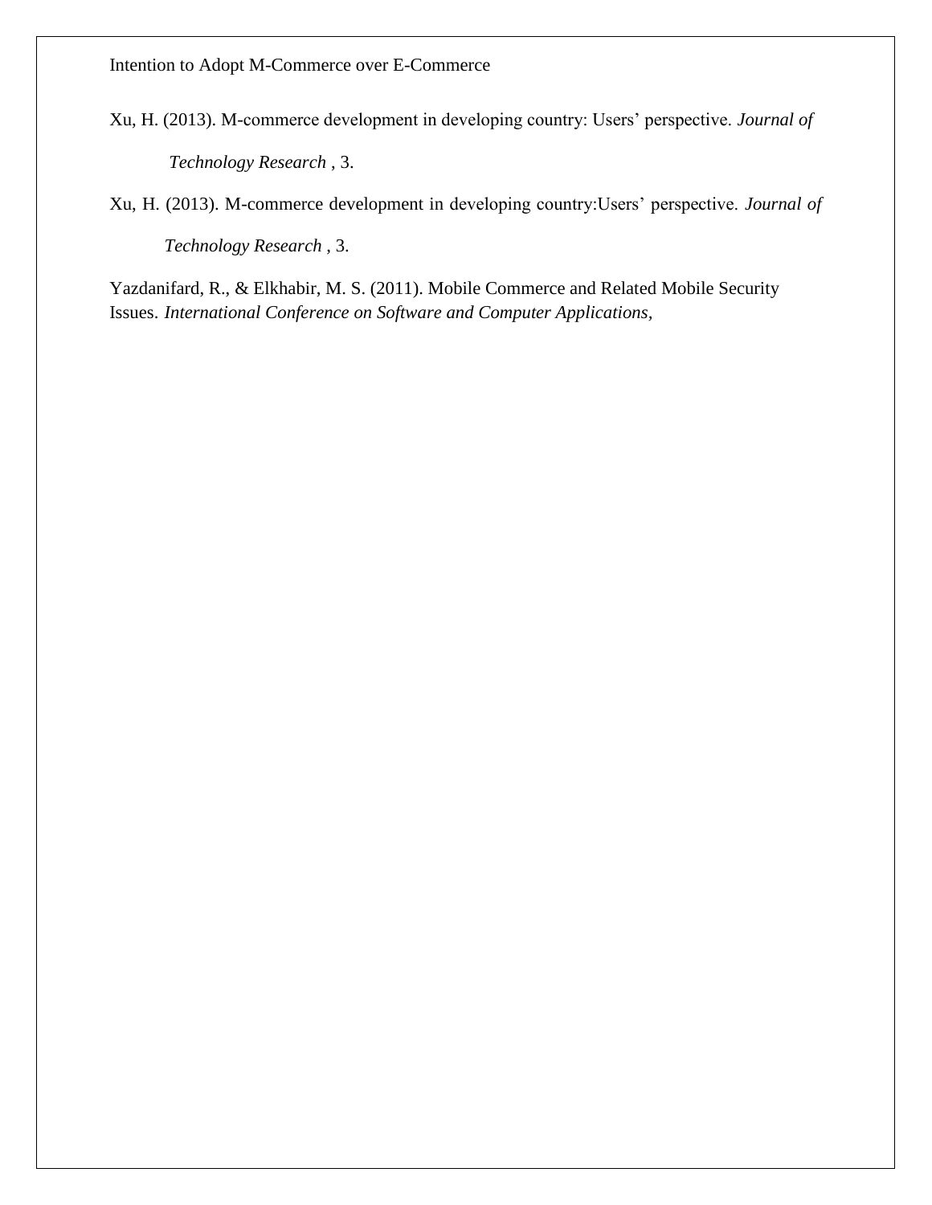Xu, H. (2013). M-commerce development in developing country: Users' perspective. *Journal of Technology Research* , 3.

Xu, H. (2013). M-commerce development in developing country:Users' perspective. *Journal of Technology Research* , 3.

Yazdanifard, R., & Elkhabir, M. S. (2011). Mobile Commerce and Related Mobile Security Issues. *International Conference on Software and Computer Applications,*